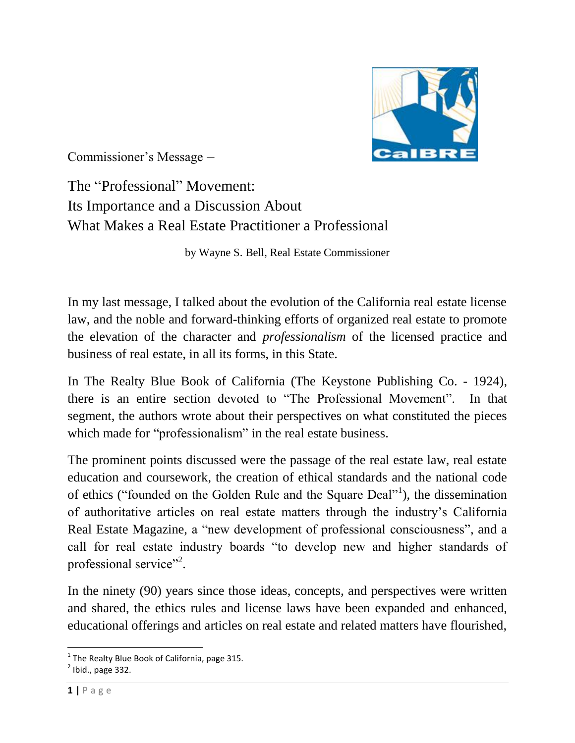Commissioner's Message –

# The "Professional" Movement: Its Importance and a Discussion About What Makes a Real Estate Practitioner a Professional

by Wayne S. Bell, Real Estate Commissioner

In my last message, I talked about the evolution of the California real estate license law, and the noble and forward-thinking efforts of organized real estate to promote the elevation of the character and *professionalism* of the licensed practice and business of real estate, in all its forms, in this State.

In The Realty Blue Book of California (The Keystone Publishing Co. - 1924), there is an entire section devoted to "The Professional Movement". In that segment, the authors wrote about their perspectives on what constituted the pieces which made for "professionalism" in the real estate business.

The prominent points discussed were the passage of the real estate law, real estate education and coursework, the creation of ethical standards and the national code of ethics ("founded on the Golden Rule and the Square Deal"[1]), the dissemination of authoritative articles on real estate matters through the industry's California Real Estate Magazine, a "new development of professional consciousness", and a call for real estate industry boards "to develop new and higher standards of professional service"[2].

In the ninety (90) years since those ideas, concepts, and perspectives were written and shared, the ethics rules and license laws have been expanded and enhanced, educational offerings and articles on real estate and related matters have flourished,

[1] The Realty Blue Book of California, page 315.

[2] Ibid., page 332.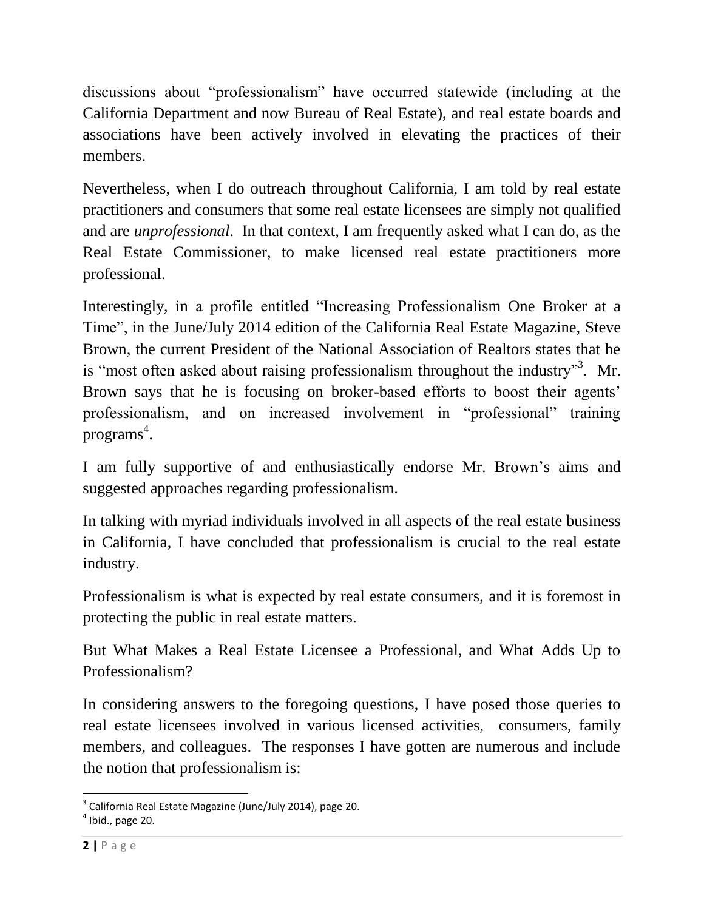discussions about "professionalism" have occurred statewide (including at the California Department and now Bureau of Real Estate), and real estate boards and associations have been actively involved in elevating the practices of their members.

Nevertheless, when I do outreach throughout California, I am told by real estate practitioners and consumers that some real estate licensees are simply not qualified and are *unprofessional*. In that context, I am frequently asked what I can do, as the Real Estate Commissioner, to make licensed real estate practitioners more professional.

Interestingly, in a profile entitled "Increasing Professionalism One Broker at a Time", in the June/July 2014 edition of the California Real Estate Magazine, Steve Brown, the current President of the National Association of Realtors states that he is "most often asked about raising professionalism throughout the industry"[3]. Mr. Brown says that he is focusing on broker-based efforts to boost their agents' professionalism, and on increased involvement in "professional" training programs[4].

I am fully supportive of and enthusiastically endorse Mr. Brown's aims and suggested approaches regarding professionalism.

In talking with myriad individuals involved in all aspects of the real estate business in California, I have concluded that professionalism is crucial to the real estate industry.

Professionalism is what is expected by real estate consumers, and it is foremost in protecting the public in real estate matters.

## But What Makes a Real Estate Licensee a Professional, and What Adds Up to Professionalism?

In considering answers to the foregoing questions, I have posed those queries to real estate licensees involved in various licensed activities, consumers, family members, and colleagues. The responses I have gotten are numerous and include the notion that professionalism is:

---

[3] California Real Estate Magazine (June/July 2014), page 20.

[4] Ibid., page 20.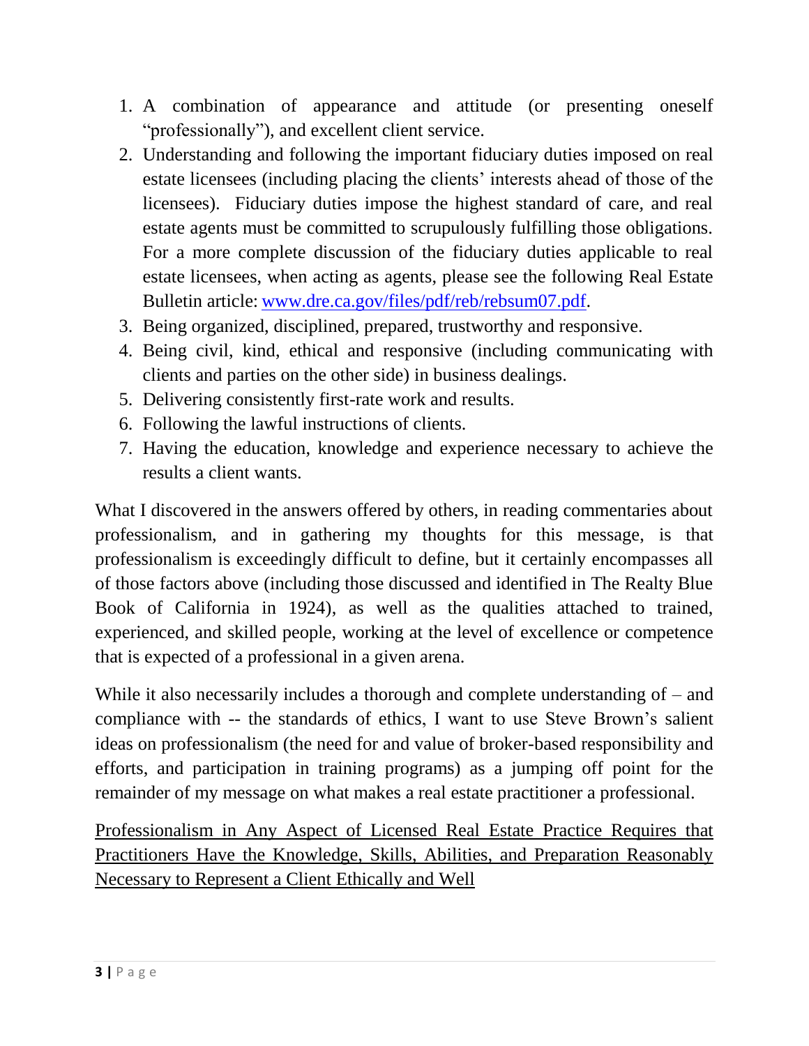1. A combination of appearance and attitude (or presenting oneself "professionally"), and excellent client service.
2. Understanding and following the important fiduciary duties imposed on real estate licensees (including placing the clients' interests ahead of those of the licensees). Fiduciary duties impose the highest standard of care, and real estate agents must be committed to scrupulously fulfilling those obligations. For a more complete discussion of the fiduciary duties applicable to real estate licensees, when acting as agents, please see the following Real Estate Bulletin article: [www.dre.ca.gov/files/pdf/reb/rebsum07.pdf](www.dre.ca.gov/files/pdf/reb/rebsum07.pdf).
3. Being organized, disciplined, prepared, trustworthy and responsive.
4. Being civil, kind, ethical and responsive (including communicating with clients and parties on the other side) in business dealings.
5. Delivering consistently first-rate work and results.
6. Following the lawful instructions of clients.
7. Having the education, knowledge and experience necessary to achieve the results a client wants.

What I discovered in the answers offered by others, in reading commentaries about professionalism, and in gathering my thoughts for this message, is that professionalism is exceedingly difficult to define, but it certainly encompasses all of those factors above (including those discussed and identified in The Realty Blue Book of California in 1924), as well as the qualities attached to trained, experienced, and skilled people, working at the level of excellence or competence that is expected of a professional in a given arena.

While it also necessarily includes a thorough and complete understanding of – and compliance with -- the standards of ethics, I want to use Steve Brown's salient ideas on professionalism (the need for and value of broker-based responsibility and efforts, and participation in training programs) as a jumping off point for the remainder of my message on what makes a real estate practitioner a professional.

<u>Professionalism in Any Aspect of Licensed Real Estate Practice Requires that Practitioners Have the Knowledge, Skills, Abilities, and Preparation Reasonably Necessary to Represent a Client Ethically and Well</u>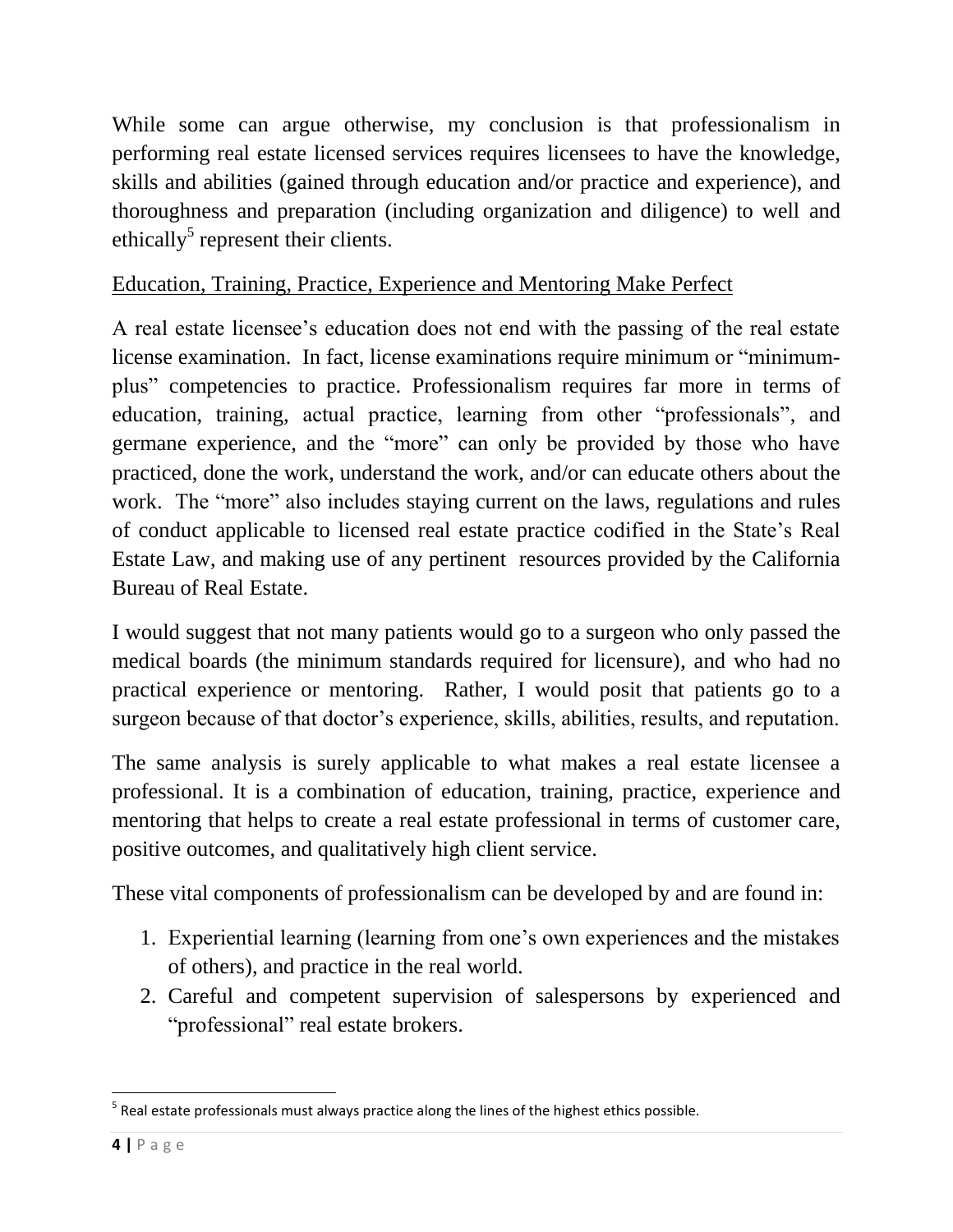While some can argue otherwise, my conclusion is that professionalism in performing real estate licensed services requires licensees to have the knowledge, skills and abilities (gained through education and/or practice and experience), and thoroughness and preparation (including organization and diligence) to well and ethically[5] represent their clients.

## Education, Training, Practice, Experience and Mentoring Make Perfect

A real estate licensee's education does not end with the passing of the real estate license examination. In fact, license examinations require minimum or "minimum-plus" competencies to practice. Professionalism requires far more in terms of education, training, actual practice, learning from other "professionals", and germane experience, and the "more" can only be provided by those who have practiced, done the work, understand the work, and/or can educate others about the work. The "more" also includes staying current on the laws, regulations and rules of conduct applicable to licensed real estate practice codified in the State's Real Estate Law, and making use of any pertinent resources provided by the California Bureau of Real Estate.

I would suggest that not many patients would go to a surgeon who only passed the medical boards (the minimum standards required for licensure), and who had no practical experience or mentoring. Rather, I would posit that patients go to a surgeon because of that doctor's experience, skills, abilities, results, and reputation.

The same analysis is surely applicable to what makes a real estate licensee a professional. It is a combination of education, training, practice, experience and mentoring that helps to create a real estate professional in terms of customer care, positive outcomes, and qualitatively high client service.

These vital components of professionalism can be developed by and are found in:

1. Experiential learning (learning from one's own experiences and the mistakes of others), and practice in the real world.
2. Careful and competent supervision of salespersons by experienced and "professional" real estate brokers.

---

[5] Real estate professionals must always practice along the lines of the highest ethics possible.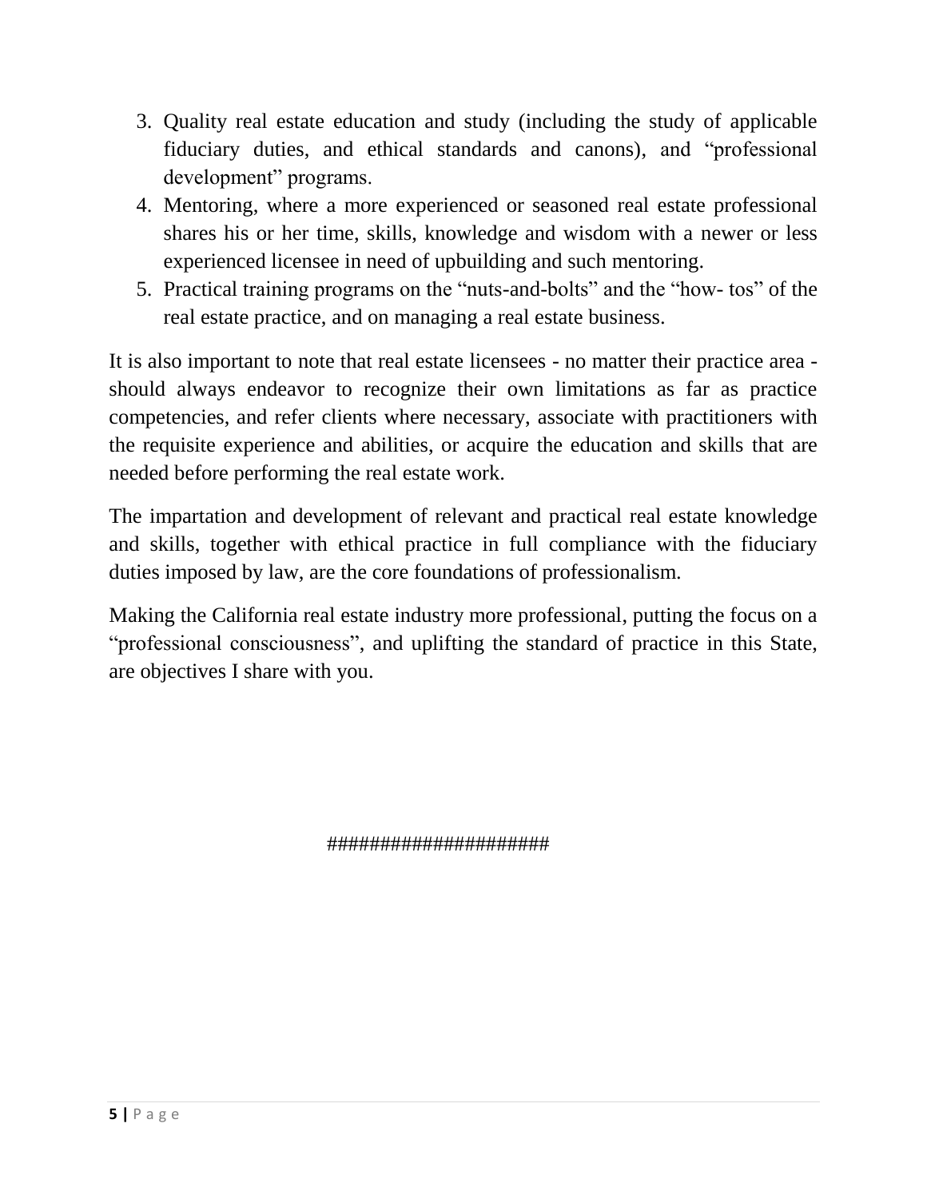3. Quality real estate education and study (including the study of applicable fiduciary duties, and ethical standards and canons), and "professional development" programs.
4. Mentoring, where a more experienced or seasoned real estate professional shares his or her time, skills, knowledge and wisdom with a newer or less experienced licensee in need of upbuilding and such mentoring.
5. Practical training programs on the "nuts-and-bolts" and the "how- tos" of the real estate practice, and on managing a real estate business.

It is also important to note that real estate licensees - no matter their practice area - should always endeavor to recognize their own limitations as far as practice competencies, and refer clients where necessary, associate with practitioners with the requisite experience and abilities, or acquire the education and skills that are needed before performing the real estate work.

The impartation and development of relevant and practical real estate knowledge and skills, together with ethical practice in full compliance with the fiduciary duties imposed by law, are the core foundations of professionalism.

Making the California real estate industry more professional, putting the focus on a "professional consciousness", and uplifting the standard of practice in this State, are objectives I share with you.

####################